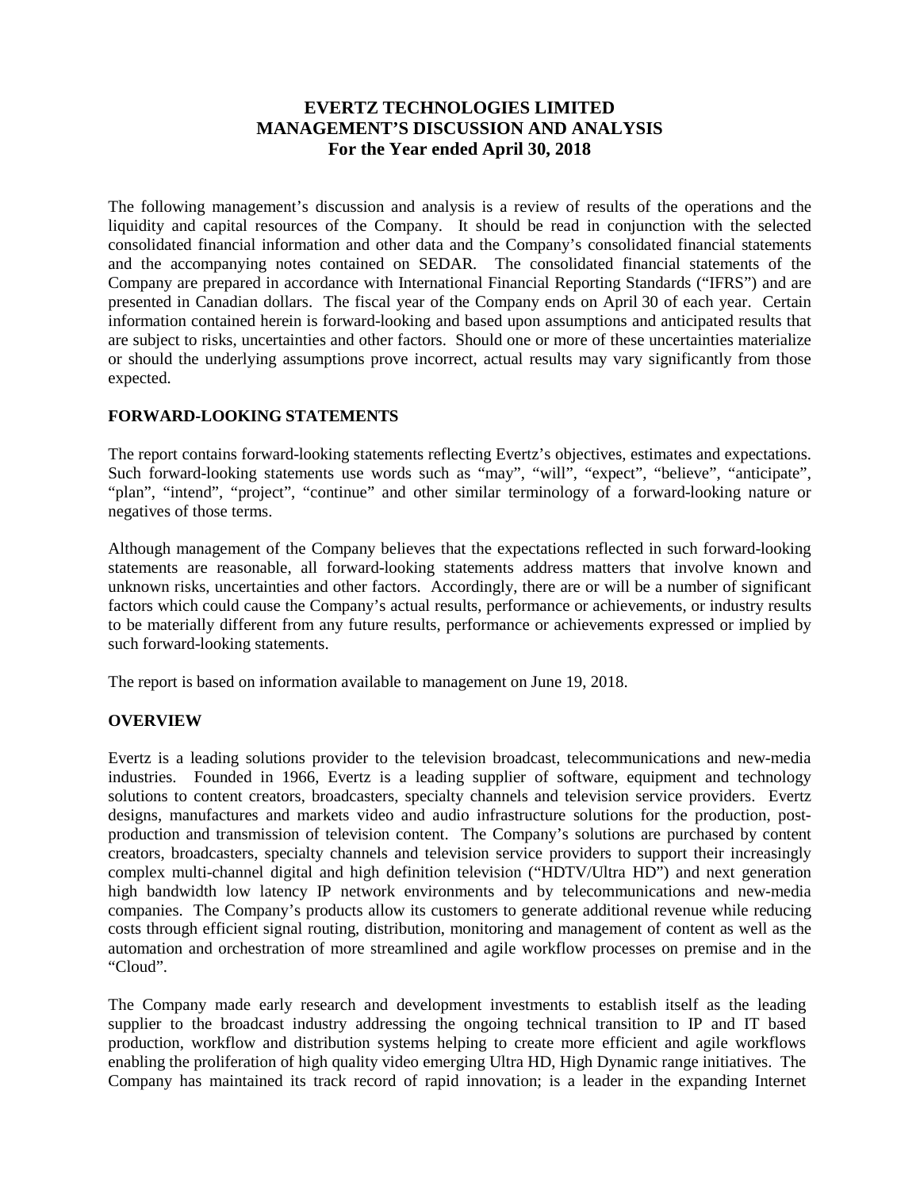# EVERTZ TECHNOLOGIES LIMITED
# MANAGEMENT'S DISCUSSION AND ANALYSIS
# For the Year ended April 30, 2018

The following management's discussion and analysis is a review of results of the operations and the liquidity and capital resources of the Company. It should be read in conjunction with the selected consolidated financial information and other data and the Company's consolidated financial statements and the accompanying notes contained on SEDAR. The consolidated financial statements of the Company are prepared in accordance with International Financial Reporting Standards ("IFRS") and are presented in Canadian dollars. The fiscal year of the Company ends on April 30 of each year. Certain information contained herein is forward-looking and based upon assumptions and anticipated results that are subject to risks, uncertainties and other factors. Should one or more of these uncertainties materialize or should the underlying assumptions prove incorrect, actual results may vary significantly from those expected.

## FORWARD-LOOKING STATEMENTS

The report contains forward-looking statements reflecting Evertz's objectives, estimates and expectations. Such forward-looking statements use words such as "may", "will", "expect", "believe", "anticipate", "plan", "intend", "project", "continue" and other similar terminology of a forward-looking nature or negatives of those terms.

Although management of the Company believes that the expectations reflected in such forward-looking statements are reasonable, all forward-looking statements address matters that involve known and unknown risks, uncertainties and other factors. Accordingly, there are or will be a number of significant factors which could cause the Company's actual results, performance or achievements, or industry results to be materially different from any future results, performance or achievements expressed or implied by such forward-looking statements.

The report is based on information available to management on June 19, 2018.

## OVERVIEW

Evertz is a leading solutions provider to the television broadcast, telecommunications and new-media industries. Founded in 1966, Evertz is a leading supplier of software, equipment and technology solutions to content creators, broadcasters, specialty channels and television service providers. Evertz designs, manufactures and markets video and audio infrastructure solutions for the production, post-production and transmission of television content. The Company's solutions are purchased by content creators, broadcasters, specialty channels and television service providers to support their increasingly complex multi-channel digital and high definition television ("HDTV/Ultra HD") and next generation high bandwidth low latency IP network environments and by telecommunications and new-media companies. The Company's products allow its customers to generate additional revenue while reducing costs through efficient signal routing, distribution, monitoring and management of content as well as the automation and orchestration of more streamlined and agile workflow processes on premise and in the "Cloud".

The Company made early research and development investments to establish itself as the leading supplier to the broadcast industry addressing the ongoing technical transition to IP and IT based production, workflow and distribution systems helping to create more efficient and agile workflows enabling the proliferation of high quality video emerging Ultra HD, High Dynamic range initiatives. The Company has maintained its track record of rapid innovation; is a leader in the expanding Internet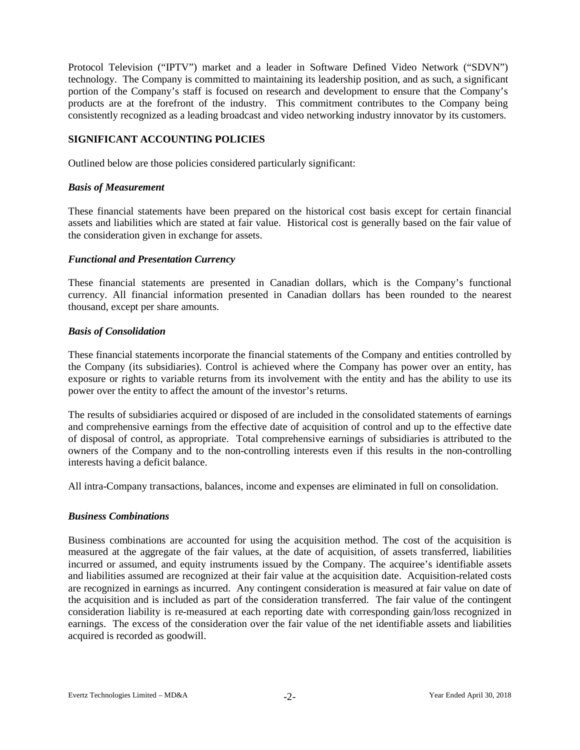Protocol Television ("IPTV") market and a leader in Software Defined Video Network ("SDVN") technology. The Company is committed to maintaining its leadership position, and as such, a significant portion of the Company's staff is focused on research and development to ensure that the Company's products are at the forefront of the industry. This commitment contributes to the Company being consistently recognized as a leading broadcast and video networking industry innovator by its customers.

## SIGNIFICANT ACCOUNTING POLICIES

Outlined below are those policies considered particularly significant:

### *Basis of Measurement*

These financial statements have been prepared on the historical cost basis except for certain financial assets and liabilities which are stated at fair value. Historical cost is generally based on the fair value of the consideration given in exchange for assets.

### *Functional and Presentation Currency*

These financial statements are presented in Canadian dollars, which is the Company's functional currency. All financial information presented in Canadian dollars has been rounded to the nearest thousand, except per share amounts.

### *Basis of Consolidation*

These financial statements incorporate the financial statements of the Company and entities controlled by the Company (its subsidiaries). Control is achieved where the Company has power over an entity, has exposure or rights to variable returns from its involvement with the entity and has the ability to use its power over the entity to affect the amount of the investor's returns.

The results of subsidiaries acquired or disposed of are included in the consolidated statements of earnings and comprehensive earnings from the effective date of acquisition of control and up to the effective date of disposal of control, as appropriate. Total comprehensive earnings of subsidiaries is attributed to the owners of the Company and to the non-controlling interests even if this results in the non-controlling interests having a deficit balance.

All intra-Company transactions, balances, income and expenses are eliminated in full on consolidation.

### *Business Combinations*

Business combinations are accounted for using the acquisition method. The cost of the acquisition is measured at the aggregate of the fair values, at the date of acquisition, of assets transferred, liabilities incurred or assumed, and equity instruments issued by the Company. The acquiree's identifiable assets and liabilities assumed are recognized at their fair value at the acquisition date. Acquisition-related costs are recognized in earnings as incurred. Any contingent consideration is measured at fair value on date of the acquisition and is included as part of the consideration transferred. The fair value of the contingent consideration liability is re-measured at each reporting date with corresponding gain/loss recognized in earnings. The excess of the consideration over the fair value of the net identifiable assets and liabilities acquired is recorded as goodwill.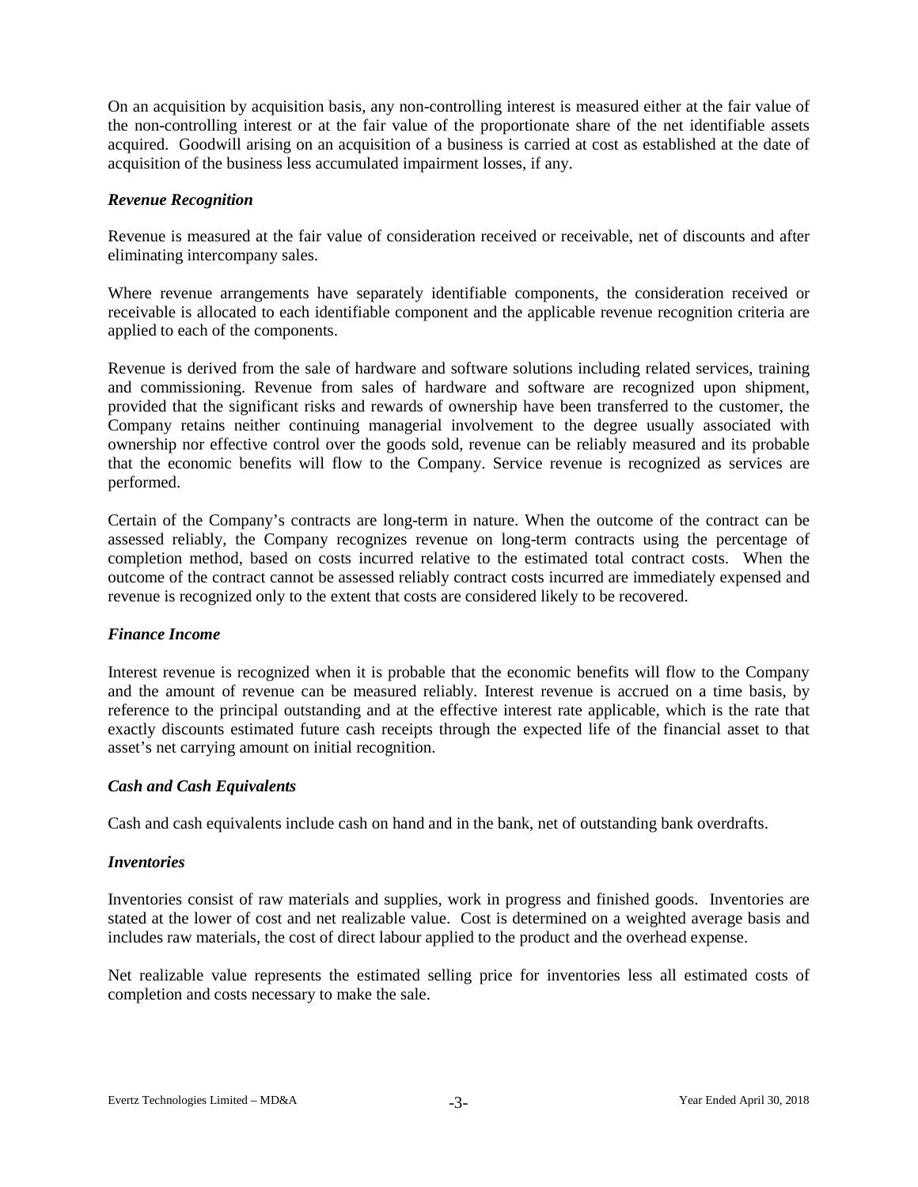On an acquisition by acquisition basis, any non-controlling interest is measured either at the fair value of the non-controlling interest or at the fair value of the proportionate share of the net identifiable assets acquired. Goodwill arising on an acquisition of a business is carried at cost as established at the date of acquisition of the business less accumulated impairment losses, if any.

### *Revenue Recognition*

Revenue is measured at the fair value of consideration received or receivable, net of discounts and after eliminating intercompany sales.

Where revenue arrangements have separately identifiable components, the consideration received or receivable is allocated to each identifiable component and the applicable revenue recognition criteria are applied to each of the components.

Revenue is derived from the sale of hardware and software solutions including related services, training and commissioning. Revenue from sales of hardware and software are recognized upon shipment, provided that the significant risks and rewards of ownership have been transferred to the customer, the Company retains neither continuing managerial involvement to the degree usually associated with ownership nor effective control over the goods sold, revenue can be reliably measured and its probable that the economic benefits will flow to the Company. Service revenue is recognized as services are performed.

Certain of the Company's contracts are long-term in nature. When the outcome of the contract can be assessed reliably, the Company recognizes revenue on long-term contracts using the percentage of completion method, based on costs incurred relative to the estimated total contract costs. When the outcome of the contract cannot be assessed reliably contract costs incurred are immediately expensed and revenue is recognized only to the extent that costs are considered likely to be recovered.

### *Finance Income*

Interest revenue is recognized when it is probable that the economic benefits will flow to the Company and the amount of revenue can be measured reliably. Interest revenue is accrued on a time basis, by reference to the principal outstanding and at the effective interest rate applicable, which is the rate that exactly discounts estimated future cash receipts through the expected life of the financial asset to that asset's net carrying amount on initial recognition.

### *Cash and Cash Equivalents*

Cash and cash equivalents include cash on hand and in the bank, net of outstanding bank overdrafts.

### *Inventories*

Inventories consist of raw materials and supplies, work in progress and finished goods. Inventories are stated at the lower of cost and net realizable value. Cost is determined on a weighted average basis and includes raw materials, the cost of direct labour applied to the product and the overhead expense.

Net realizable value represents the estimated selling price for inventories less all estimated costs of completion and costs necessary to make the sale.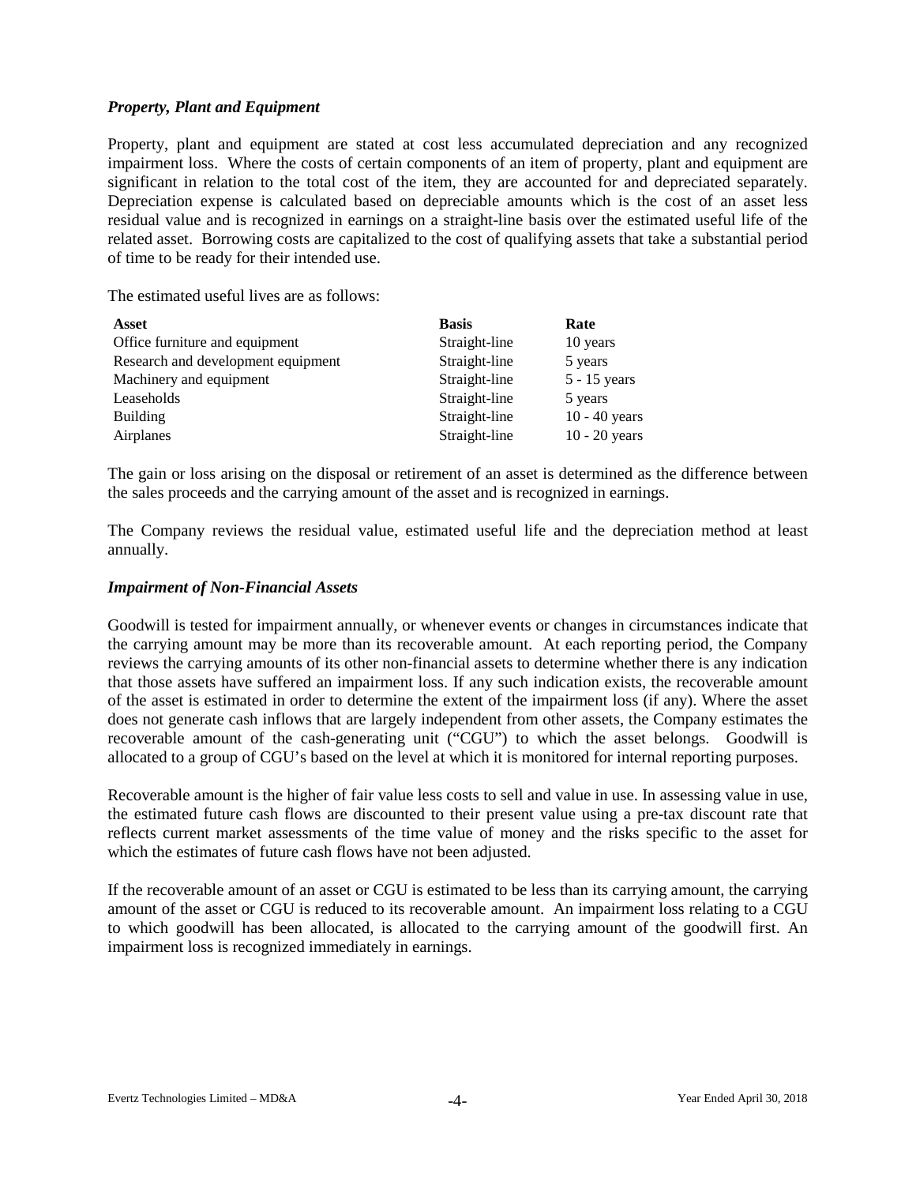### *Property, Plant and Equipment*

Property, plant and equipment are stated at cost less accumulated depreciation and any recognized impairment loss. Where the costs of certain components of an item of property, plant and equipment are significant in relation to the total cost of the item, they are accounted for and depreciated separately. Depreciation expense is calculated based on depreciable amounts which is the cost of an asset less residual value and is recognized in earnings on a straight-line basis over the estimated useful life of the related asset. Borrowing costs are capitalized to the cost of qualifying assets that take a substantial period of time to be ready for their intended use.

The estimated useful lives are as follows:

| Asset | Basis | Rate |
|---|---|---|
| Office furniture and equipment | Straight-line | 10 years |
| Research and development equipment | Straight-line | 5 years |
| Machinery and equipment | Straight-line | 5 - 15 years |
| Leaseholds | Straight-line | 5 years |
| Building | Straight-line | 10 - 40 years |
| Airplanes | Straight-line | 10 - 20 years |

The gain or loss arising on the disposal or retirement of an asset is determined as the difference between the sales proceeds and the carrying amount of the asset and is recognized in earnings.

The Company reviews the residual value, estimated useful life and the depreciation method at least annually.

### *Impairment of Non-Financial Assets*

Goodwill is tested for impairment annually, or whenever events or changes in circumstances indicate that the carrying amount may be more than its recoverable amount. At each reporting period, the Company reviews the carrying amounts of its other non-financial assets to determine whether there is any indication that those assets have suffered an impairment loss. If any such indication exists, the recoverable amount of the asset is estimated in order to determine the extent of the impairment loss (if any). Where the asset does not generate cash inflows that are largely independent from other assets, the Company estimates the recoverable amount of the cash-generating unit ("CGU") to which the asset belongs. Goodwill is allocated to a group of CGU's based on the level at which it is monitored for internal reporting purposes.

Recoverable amount is the higher of fair value less costs to sell and value in use. In assessing value in use, the estimated future cash flows are discounted to their present value using a pre-tax discount rate that reflects current market assessments of the time value of money and the risks specific to the asset for which the estimates of future cash flows have not been adjusted.

If the recoverable amount of an asset or CGU is estimated to be less than its carrying amount, the carrying amount of the asset or CGU is reduced to its recoverable amount. An impairment loss relating to a CGU to which goodwill has been allocated, is allocated to the carrying amount of the goodwill first. An impairment loss is recognized immediately in earnings.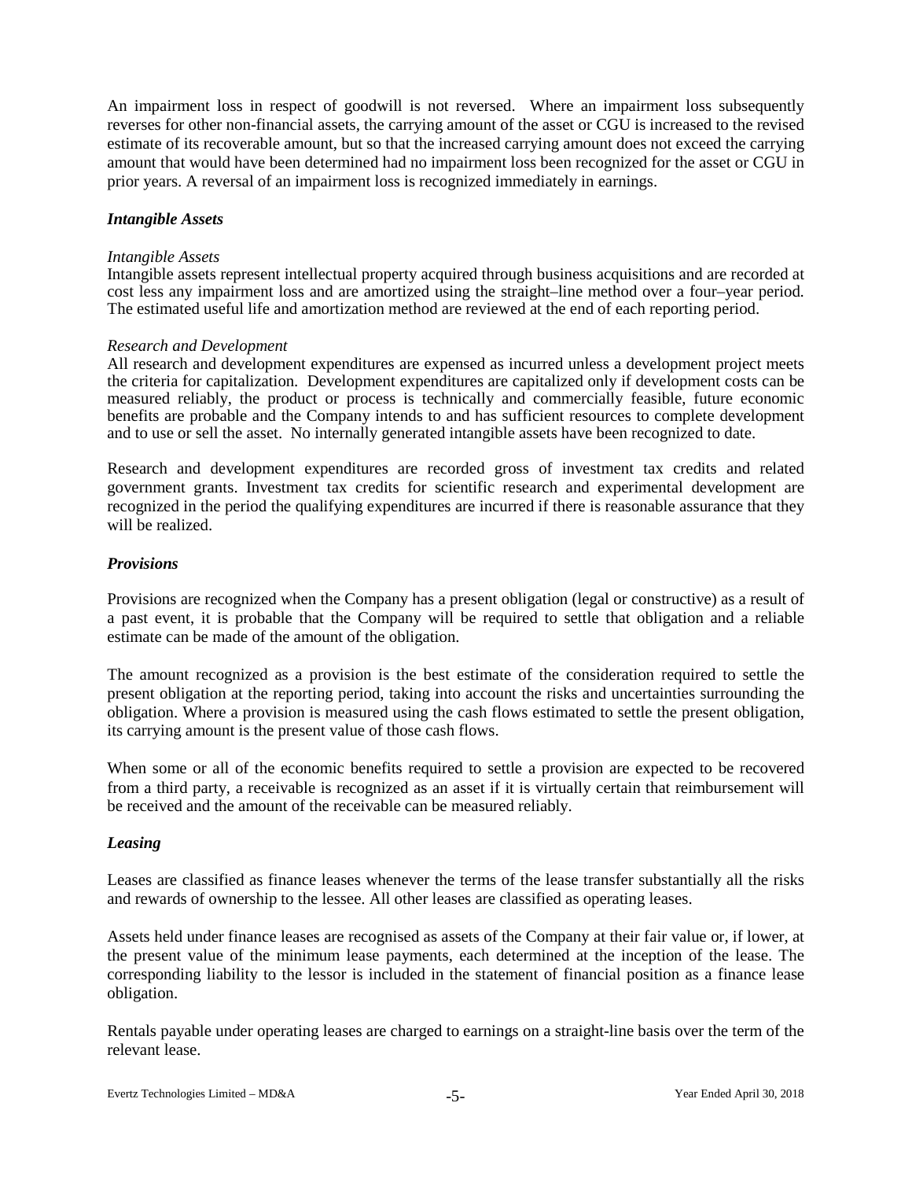An impairment loss in respect of goodwill is not reversed. Where an impairment loss subsequently reverses for other non-financial assets, the carrying amount of the asset or CGU is increased to the revised estimate of its recoverable amount, but so that the increased carrying amount does not exceed the carrying amount that would have been determined had no impairment loss been recognized for the asset or CGU in prior years. A reversal of an impairment loss is recognized immediately in earnings.

### *Intangible Assets*

*Intangible Assets*
Intangible assets represent intellectual property acquired through business acquisitions and are recorded at cost less any impairment loss and are amortized using the straight–line method over a four–year period. The estimated useful life and amortization method are reviewed at the end of each reporting period.

*Research and Development*
All research and development expenditures are expensed as incurred unless a development project meets the criteria for capitalization. Development expenditures are capitalized only if development costs can be measured reliably, the product or process is technically and commercially feasible, future economic benefits are probable and the Company intends to and has sufficient resources to complete development and to use or sell the asset. No internally generated intangible assets have been recognized to date.

Research and development expenditures are recorded gross of investment tax credits and related government grants. Investment tax credits for scientific research and experimental development are recognized in the period the qualifying expenditures are incurred if there is reasonable assurance that they will be realized.

### *Provisions*

Provisions are recognized when the Company has a present obligation (legal or constructive) as a result of a past event, it is probable that the Company will be required to settle that obligation and a reliable estimate can be made of the amount of the obligation.

The amount recognized as a provision is the best estimate of the consideration required to settle the present obligation at the reporting period, taking into account the risks and uncertainties surrounding the obligation. Where a provision is measured using the cash flows estimated to settle the present obligation, its carrying amount is the present value of those cash flows.

When some or all of the economic benefits required to settle a provision are expected to be recovered from a third party, a receivable is recognized as an asset if it is virtually certain that reimbursement will be received and the amount of the receivable can be measured reliably.

### *Leasing*

Leases are classified as finance leases whenever the terms of the lease transfer substantially all the risks and rewards of ownership to the lessee. All other leases are classified as operating leases.

Assets held under finance leases are recognised as assets of the Company at their fair value or, if lower, at the present value of the minimum lease payments, each determined at the inception of the lease. The corresponding liability to the lessor is included in the statement of financial position as a finance lease obligation.

Rentals payable under operating leases are charged to earnings on a straight-line basis over the term of the relevant lease.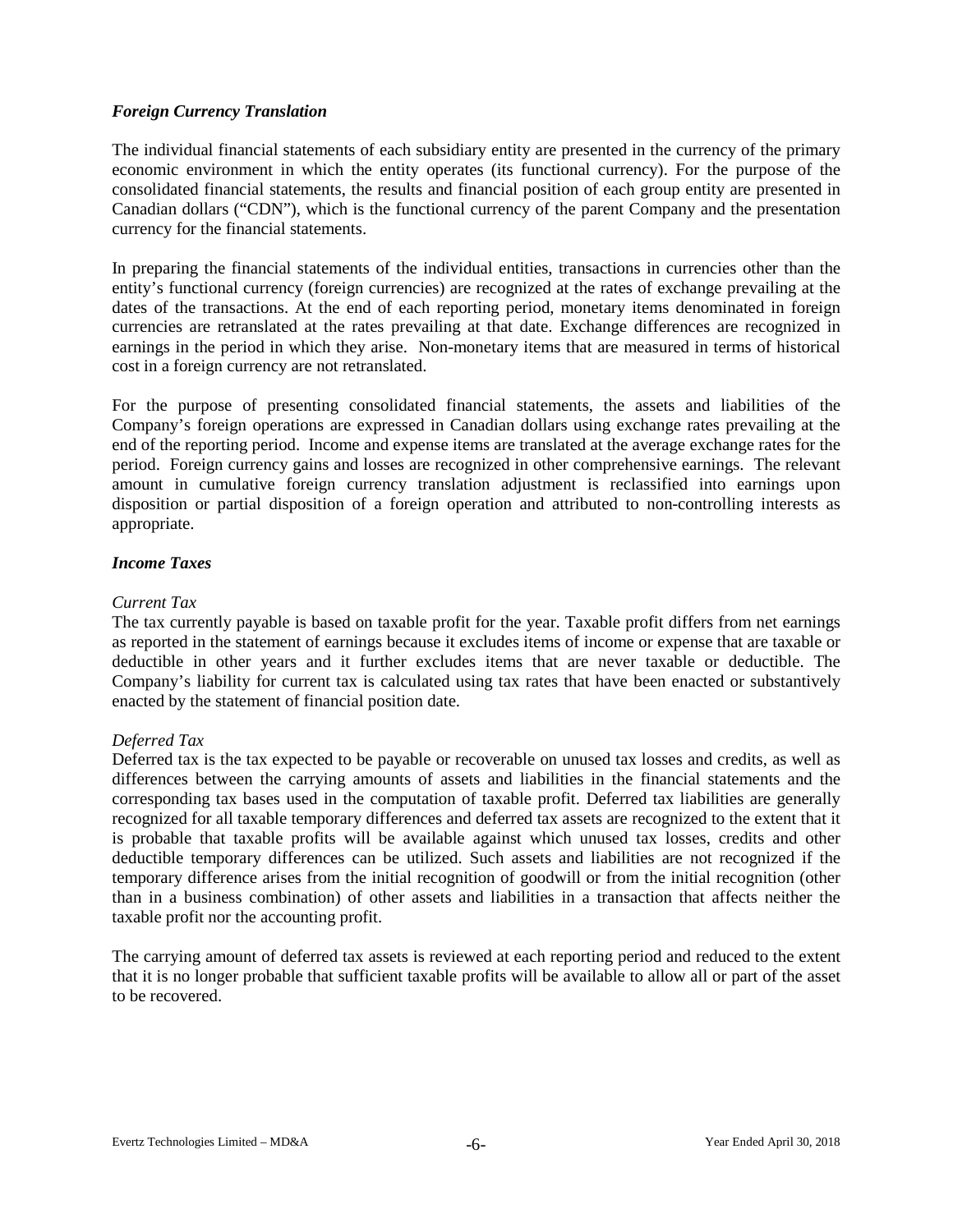### *Foreign Currency Translation*

The individual financial statements of each subsidiary entity are presented in the currency of the primary economic environment in which the entity operates (its functional currency). For the purpose of the consolidated financial statements, the results and financial position of each group entity are presented in Canadian dollars ("CDN"), which is the functional currency of the parent Company and the presentation currency for the financial statements.

In preparing the financial statements of the individual entities, transactions in currencies other than the entity's functional currency (foreign currencies) are recognized at the rates of exchange prevailing at the dates of the transactions. At the end of each reporting period, monetary items denominated in foreign currencies are retranslated at the rates prevailing at that date. Exchange differences are recognized in earnings in the period in which they arise. Non-monetary items that are measured in terms of historical cost in a foreign currency are not retranslated.

For the purpose of presenting consolidated financial statements, the assets and liabilities of the Company's foreign operations are expressed in Canadian dollars using exchange rates prevailing at the end of the reporting period. Income and expense items are translated at the average exchange rates for the period. Foreign currency gains and losses are recognized in other comprehensive earnings. The relevant amount in cumulative foreign currency translation adjustment is reclassified into earnings upon disposition or partial disposition of a foreign operation and attributed to non-controlling interests as appropriate.

### *Income Taxes*

*Current Tax*
The tax currently payable is based on taxable profit for the year. Taxable profit differs from net earnings as reported in the statement of earnings because it excludes items of income or expense that are taxable or deductible in other years and it further excludes items that are never taxable or deductible. The Company's liability for current tax is calculated using tax rates that have been enacted or substantively enacted by the statement of financial position date.

*Deferred Tax*
Deferred tax is the tax expected to be payable or recoverable on unused tax losses and credits, as well as differences between the carrying amounts of assets and liabilities in the financial statements and the corresponding tax bases used in the computation of taxable profit. Deferred tax liabilities are generally recognized for all taxable temporary differences and deferred tax assets are recognized to the extent that it is probable that taxable profits will be available against which unused tax losses, credits and other deductible temporary differences can be utilized. Such assets and liabilities are not recognized if the temporary difference arises from the initial recognition of goodwill or from the initial recognition (other than in a business combination) of other assets and liabilities in a transaction that affects neither the taxable profit nor the accounting profit.

The carrying amount of deferred tax assets is reviewed at each reporting period and reduced to the extent that it is no longer probable that sufficient taxable profits will be available to allow all or part of the asset to be recovered.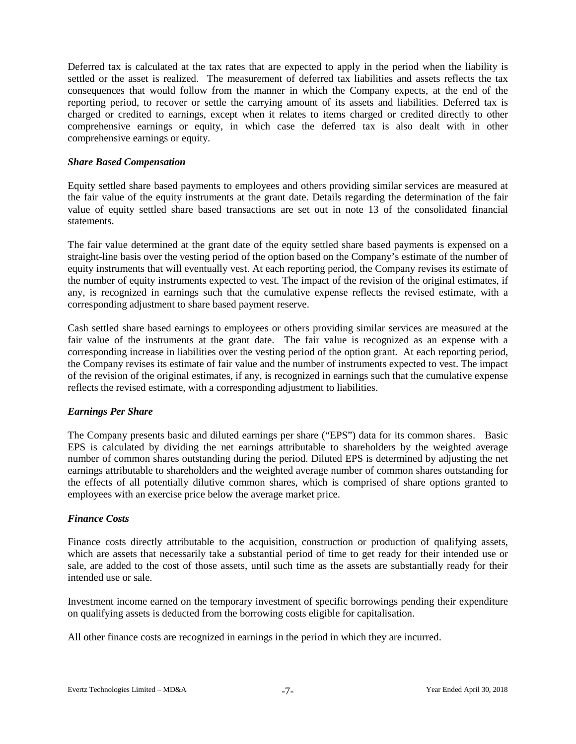Deferred tax is calculated at the tax rates that are expected to apply in the period when the liability is settled or the asset is realized. The measurement of deferred tax liabilities and assets reflects the tax consequences that would follow from the manner in which the Company expects, at the end of the reporting period, to recover or settle the carrying amount of its assets and liabilities. Deferred tax is charged or credited to earnings, except when it relates to items charged or credited directly to other comprehensive earnings or equity, in which case the deferred tax is also dealt with in other comprehensive earnings or equity.

### *Share Based Compensation*

Equity settled share based payments to employees and others providing similar services are measured at the fair value of the equity instruments at the grant date. Details regarding the determination of the fair value of equity settled share based transactions are set out in note 13 of the consolidated financial statements.

The fair value determined at the grant date of the equity settled share based payments is expensed on a straight-line basis over the vesting period of the option based on the Company's estimate of the number of equity instruments that will eventually vest. At each reporting period, the Company revises its estimate of the number of equity instruments expected to vest. The impact of the revision of the original estimates, if any, is recognized in earnings such that the cumulative expense reflects the revised estimate, with a corresponding adjustment to share based payment reserve.

Cash settled share based earnings to employees or others providing similar services are measured at the fair value of the instruments at the grant date. The fair value is recognized as an expense with a corresponding increase in liabilities over the vesting period of the option grant. At each reporting period, the Company revises its estimate of fair value and the number of instruments expected to vest. The impact of the revision of the original estimates, if any, is recognized in earnings such that the cumulative expense reflects the revised estimate, with a corresponding adjustment to liabilities.

### *Earnings Per Share*

The Company presents basic and diluted earnings per share ("EPS") data for its common shares. Basic EPS is calculated by dividing the net earnings attributable to shareholders by the weighted average number of common shares outstanding during the period. Diluted EPS is determined by adjusting the net earnings attributable to shareholders and the weighted average number of common shares outstanding for the effects of all potentially dilutive common shares, which is comprised of share options granted to employees with an exercise price below the average market price.

### *Finance Costs*

Finance costs directly attributable to the acquisition, construction or production of qualifying assets, which are assets that necessarily take a substantial period of time to get ready for their intended use or sale, are added to the cost of those assets, until such time as the assets are substantially ready for their intended use or sale.

Investment income earned on the temporary investment of specific borrowings pending their expenditure on qualifying assets is deducted from the borrowing costs eligible for capitalisation.

All other finance costs are recognized in earnings in the period in which they are incurred.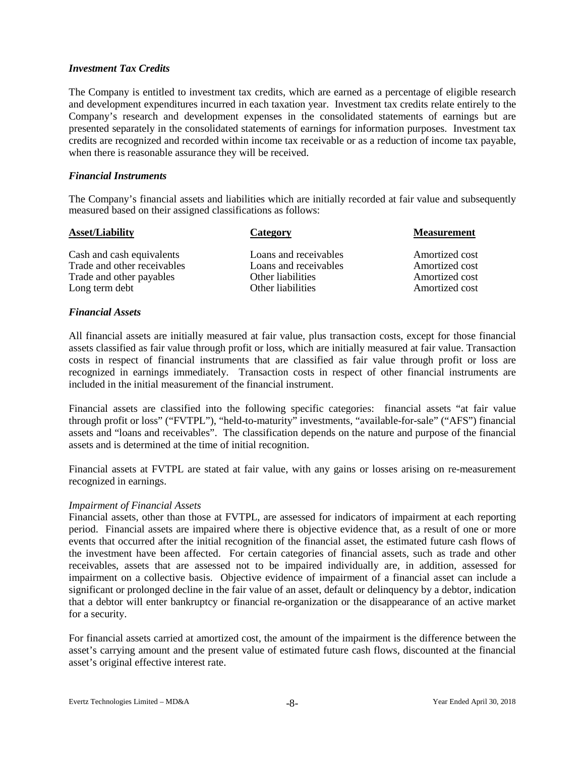### *Investment Tax Credits*

The Company is entitled to investment tax credits, which are earned as a percentage of eligible research and development expenditures incurred in each taxation year. Investment tax credits relate entirely to the Company's research and development expenses in the consolidated statements of earnings but are presented separately in the consolidated statements of earnings for information purposes. Investment tax credits are recognized and recorded within income tax receivable or as a reduction of income tax payable, when there is reasonable assurance they will be received.

### *Financial Instruments*

The Company's financial assets and liabilities which are initially recorded at fair value and subsequently measured based on their assigned classifications as follows:

| Asset/Liability | Category | Measurement |
|---|---|---|
| Cash and cash equivalents | Loans and receivables | Amortized cost |
| Trade and other receivables | Loans and receivables | Amortized cost |
| Trade and other payables | Other liabilities | Amortized cost |
| Long term debt | Other liabilities | Amortized cost |

### *Financial Assets*

All financial assets are initially measured at fair value, plus transaction costs, except for those financial assets classified as fair value through profit or loss, which are initially measured at fair value. Transaction costs in respect of financial instruments that are classified as fair value through profit or loss are recognized in earnings immediately. Transaction costs in respect of other financial instruments are included in the initial measurement of the financial instrument.

Financial assets are classified into the following specific categories: financial assets "at fair value through profit or loss" ("FVTPL"), "held-to-maturity" investments, "available-for-sale" ("AFS") financial assets and "loans and receivables". The classification depends on the nature and purpose of the financial assets and is determined at the time of initial recognition.

Financial assets at FVTPL are stated at fair value, with any gains or losses arising on re-measurement recognized in earnings.

*Impairment of Financial Assets*

Financial assets, other than those at FVTPL, are assessed for indicators of impairment at each reporting period. Financial assets are impaired where there is objective evidence that, as a result of one or more events that occurred after the initial recognition of the financial asset, the estimated future cash flows of the investment have been affected. For certain categories of financial assets, such as trade and other receivables, assets that are assessed not to be impaired individually are, in addition, assessed for impairment on a collective basis. Objective evidence of impairment of a financial asset can include a significant or prolonged decline in the fair value of an asset, default or delinquency by a debtor, indication that a debtor will enter bankruptcy or financial re-organization or the disappearance of an active market for a security.

For financial assets carried at amortized cost, the amount of the impairment is the difference between the asset's carrying amount and the present value of estimated future cash flows, discounted at the financial asset's original effective interest rate.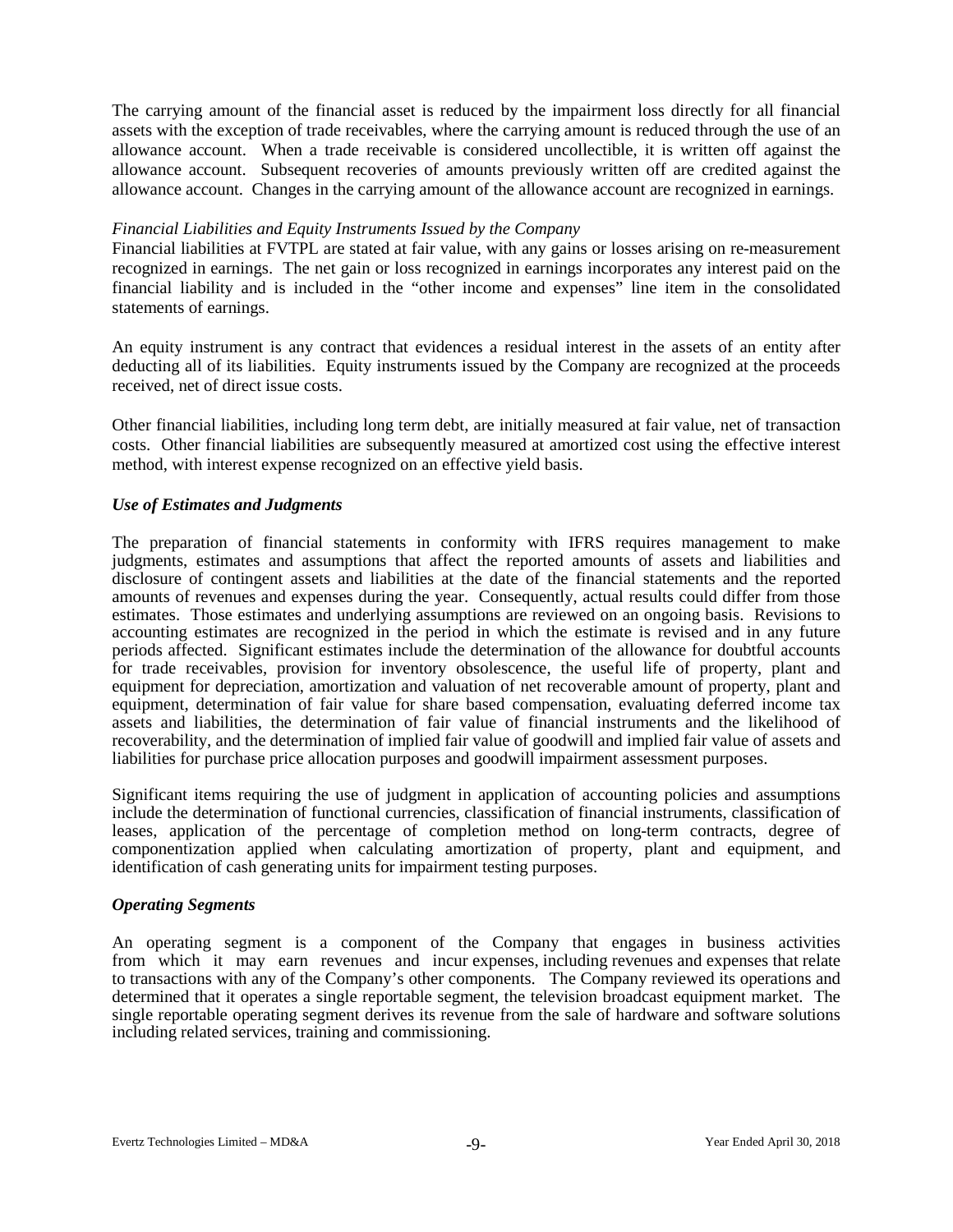The carrying amount of the financial asset is reduced by the impairment loss directly for all financial assets with the exception of trade receivables, where the carrying amount is reduced through the use of an allowance account. When a trade receivable is considered uncollectible, it is written off against the allowance account. Subsequent recoveries of amounts previously written off are credited against the allowance account. Changes in the carrying amount of the allowance account are recognized in earnings.

*Financial Liabilities and Equity Instruments Issued by the Company*

Financial liabilities at FVTPL are stated at fair value, with any gains or losses arising on re-measurement recognized in earnings. The net gain or loss recognized in earnings incorporates any interest paid on the financial liability and is included in the "other income and expenses" line item in the consolidated statements of earnings.

An equity instrument is any contract that evidences a residual interest in the assets of an entity after deducting all of its liabilities. Equity instruments issued by the Company are recognized at the proceeds received, net of direct issue costs.

Other financial liabilities, including long term debt, are initially measured at fair value, net of transaction costs. Other financial liabilities are subsequently measured at amortized cost using the effective interest method, with interest expense recognized on an effective yield basis.

***Use of Estimates and Judgments***

The preparation of financial statements in conformity with IFRS requires management to make judgments, estimates and assumptions that affect the reported amounts of assets and liabilities and disclosure of contingent assets and liabilities at the date of the financial statements and the reported amounts of revenues and expenses during the year. Consequently, actual results could differ from those estimates. Those estimates and underlying assumptions are reviewed on an ongoing basis. Revisions to accounting estimates are recognized in the period in which the estimate is revised and in any future periods affected. Significant estimates include the determination of the allowance for doubtful accounts for trade receivables, provision for inventory obsolescence, the useful life of property, plant and equipment for depreciation, amortization and valuation of net recoverable amount of property, plant and equipment, determination of fair value for share based compensation, evaluating deferred income tax assets and liabilities, the determination of fair value of financial instruments and the likelihood of recoverability, and the determination of implied fair value of goodwill and implied fair value of assets and liabilities for purchase price allocation purposes and goodwill impairment assessment purposes.

Significant items requiring the use of judgment in application of accounting policies and assumptions include the determination of functional currencies, classification of financial instruments, classification of leases, application of the percentage of completion method on long-term contracts, degree of componentization applied when calculating amortization of property, plant and equipment, and identification of cash generating units for impairment testing purposes.

***Operating Segments***

An operating segment is a component of the Company that engages in business activities from which it may earn revenues and incur expenses, including revenues and expenses that relate to transactions with any of the Company's other components. The Company reviewed its operations and determined that it operates a single reportable segment, the television broadcast equipment market. The single reportable operating segment derives its revenue from the sale of hardware and software solutions including related services, training and commissioning.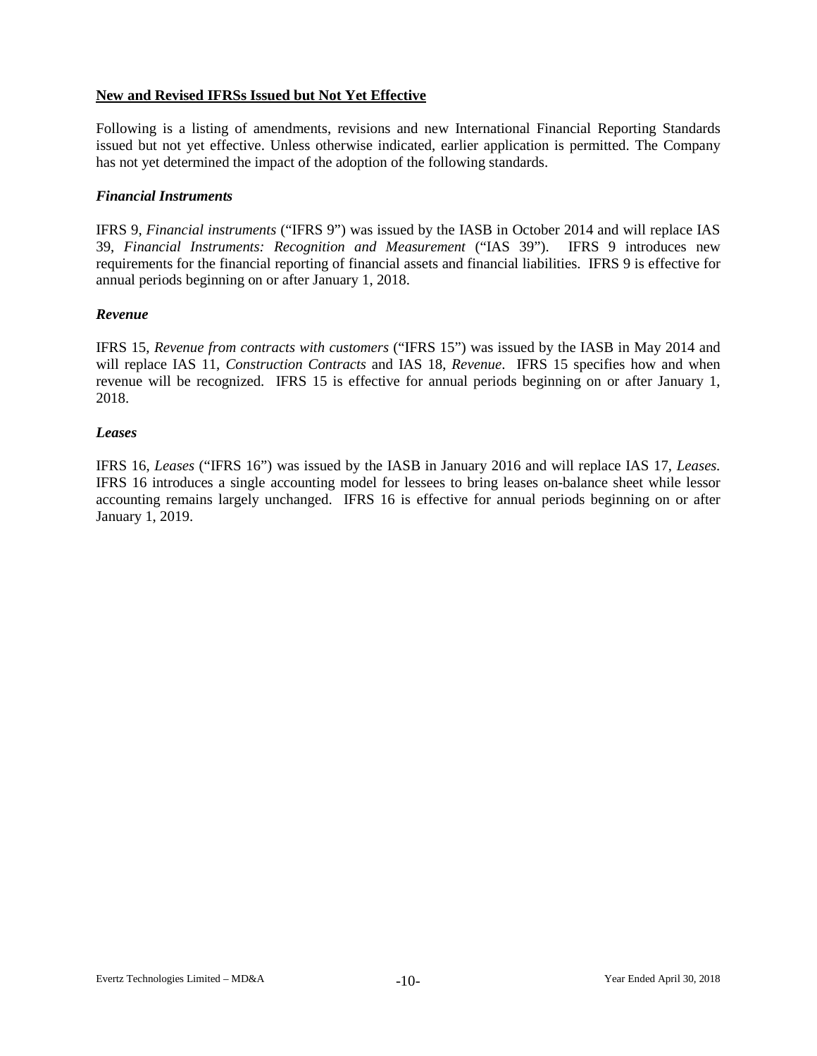## New and Revised IFRSs Issued but Not Yet Effective

Following is a listing of amendments, revisions and new International Financial Reporting Standards issued but not yet effective. Unless otherwise indicated, earlier application is permitted. The Company has not yet determined the impact of the adoption of the following standards.

### *Financial Instruments*

IFRS 9, *Financial instruments* ("IFRS 9") was issued by the IASB in October 2014 and will replace IAS 39, *Financial Instruments: Recognition and Measurement* ("IAS 39"). IFRS 9 introduces new requirements for the financial reporting of financial assets and financial liabilities. IFRS 9 is effective for annual periods beginning on or after January 1, 2018.

### *Revenue*

IFRS 15, *Revenue from contracts with customers* ("IFRS 15") was issued by the IASB in May 2014 and will replace IAS 11, *Construction Contracts* and IAS 18, *Revenue*. IFRS 15 specifies how and when revenue will be recognized. IFRS 15 is effective for annual periods beginning on or after January 1, 2018.

### *Leases*

IFRS 16, *Leases* ("IFRS 16") was issued by the IASB in January 2016 and will replace IAS 17, *Leases.* IFRS 16 introduces a single accounting model for lessees to bring leases on-balance sheet while lessor accounting remains largely unchanged. IFRS 16 is effective for annual periods beginning on or after January 1, 2019.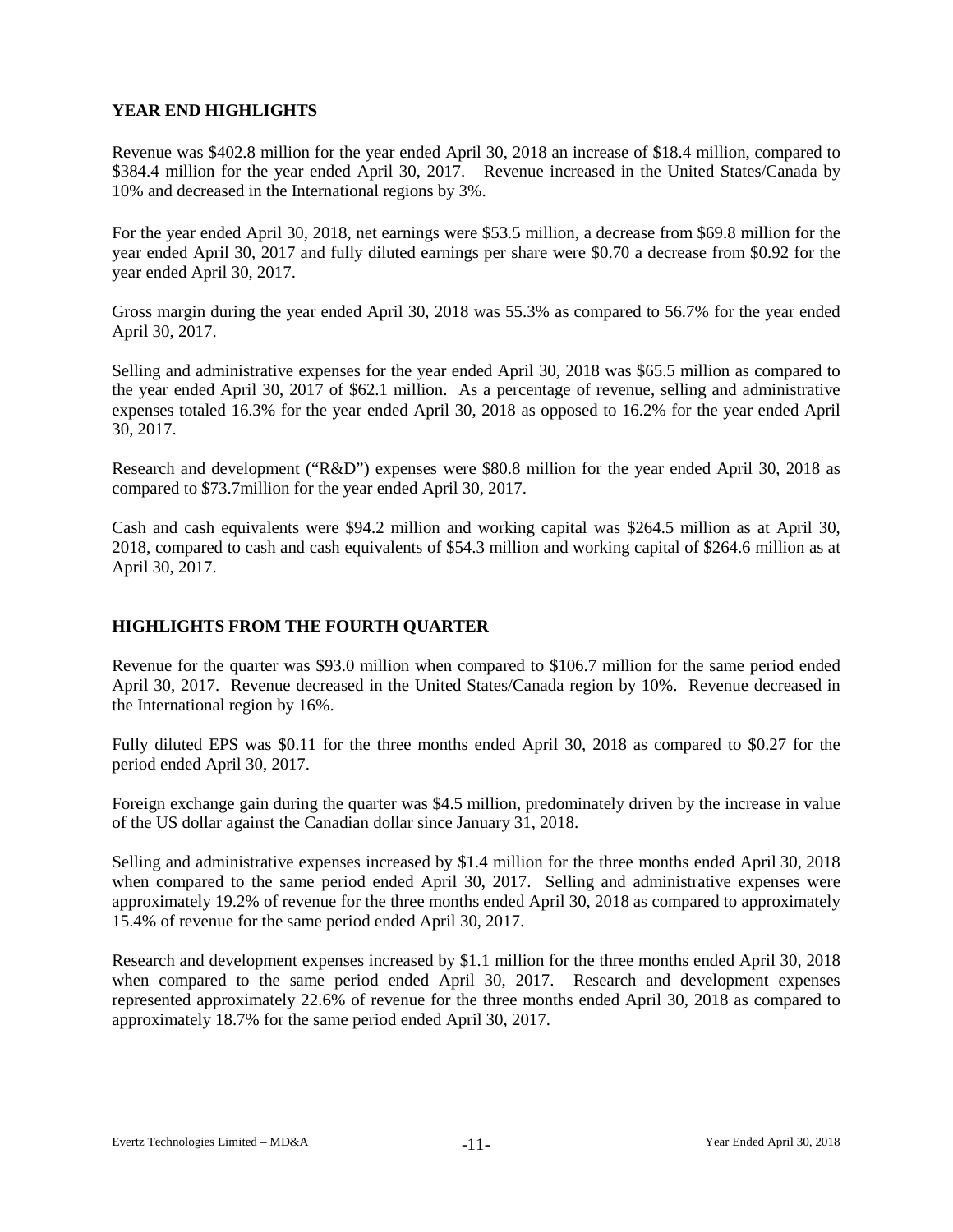## YEAR END HIGHLIGHTS

Revenue was $402.8 million for the year ended April 30, 2018 an increase of $18.4 million, compared to $384.4 million for the year ended April 30, 2017. Revenue increased in the United States/Canada by 10% and decreased in the International regions by 3%.

For the year ended April 30, 2018, net earnings were $53.5 million, a decrease from $69.8 million for the year ended April 30, 2017 and fully diluted earnings per share were $0.70 a decrease from $0.92 for the year ended April 30, 2017.

Gross margin during the year ended April 30, 2018 was 55.3% as compared to 56.7% for the year ended April 30, 2017.

Selling and administrative expenses for the year ended April 30, 2018 was $65.5 million as compared to the year ended April 30, 2017 of $62.1 million. As a percentage of revenue, selling and administrative expenses totaled 16.3% for the year ended April 30, 2018 as opposed to 16.2% for the year ended April 30, 2017.

Research and development ("R&D") expenses were $80.8 million for the year ended April 30, 2018 as compared to $73.7million for the year ended April 30, 2017.

Cash and cash equivalents were $94.2 million and working capital was $264.5 million as at April 30, 2018, compared to cash and cash equivalents of $54.3 million and working capital of $264.6 million as at April 30, 2017.

## HIGHLIGHTS FROM THE FOURTH QUARTER

Revenue for the quarter was $93.0 million when compared to $106.7 million for the same period ended April 30, 2017. Revenue decreased in the United States/Canada region by 10%. Revenue decreased in the International region by 16%.

Fully diluted EPS was $0.11 for the three months ended April 30, 2018 as compared to $0.27 for the period ended April 30, 2017.

Foreign exchange gain during the quarter was $4.5 million, predominately driven by the increase in value of the US dollar against the Canadian dollar since January 31, 2018.

Selling and administrative expenses increased by $1.4 million for the three months ended April 30, 2018 when compared to the same period ended April 30, 2017. Selling and administrative expenses were approximately 19.2% of revenue for the three months ended April 30, 2018 as compared to approximately 15.4% of revenue for the same period ended April 30, 2017.

Research and development expenses increased by $1.1 million for the three months ended April 30, 2018 when compared to the same period ended April 30, 2017. Research and development expenses represented approximately 22.6% of revenue for the three months ended April 30, 2018 as compared to approximately 18.7% for the same period ended April 30, 2017.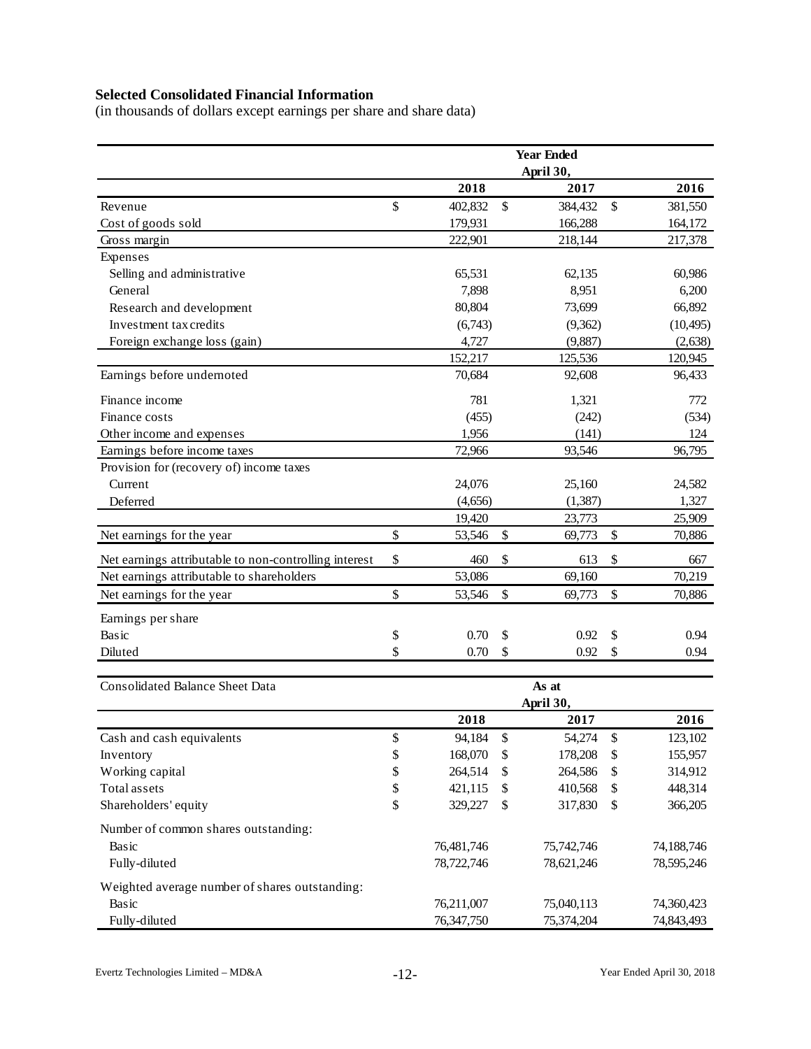**Selected Consolidated Financial Information**
(in thousands of dollars except earnings per share and share data)

| | Year Ended April 30, | | |
|---|---|---|---|
| | **2018** | **2017** | **2016** |
| Revenue | $ 402,832 | $ 384,432 | $ 381,550 |
| Cost of goods sold | 179,931 | 166,288 | 164,172 |
| Gross margin | 222,901 | 218,144 | 217,378 |
| Expenses | | | |
| Selling and administrative | 65,531 | 62,135 | 60,986 |
| General | 7,898 | 8,951 | 6,200 |
| Research and development | 80,804 | 73,699 | 66,892 |
| Investment tax credits | (6,743) | (9,362) | (10,495) |
| Foreign exchange loss (gain) | 4,727 | (9,887) | (2,638) |
| | 152,217 | 125,536 | 120,945 |
| Earnings before undernoted | 70,684 | 92,608 | 96,433 |
| Finance income | 781 | 1,321 | 772 |
| Finance costs | (455) | (242) | (534) |
| Other income and expenses | 1,956 | (141) | 124 |
| Earnings before income taxes | 72,966 | 93,546 | 96,795 |
| Provision for (recovery of) income taxes | | | |
| Current | 24,076 | 25,160 | 24,582 |
| Deferred | (4,656) | (1,387) | 1,327 |
| | 19,420 | 23,773 | 25,909 |
| Net earnings for the year | $ 53,546 | $ 69,773 | $ 70,886 |
| Net earnings attributable to non-controlling interest | $ 460 | $ 613 | $ 667 |
| Net earnings attributable to shareholders | 53,086 | 69,160 | 70,219 |
| Net earnings for the year | $ 53,546 | $ 69,773 | $ 70,886 |
| Earnings per share | | | |
| Basic | $ 0.70 | $ 0.92 | $ 0.94 |
| Diluted | $ 0.70 | $ 0.92 | $ 0.94 |

| Consolidated Balance Sheet Data | As at April 30, | | |
|---|---|---|---|
| | **2018** | **2017** | **2016** |
| Cash and cash equivalents | $ 94,184 | $ 54,274 | $ 123,102 |
| Inventory | $ 168,070 | $ 178,208 | $ 155,957 |
| Working capital | $ 264,514 | $ 264,586 | $ 314,912 |
| Total assets | $ 421,115 | $ 410,568 | $ 448,314 |
| Shareholders' equity | $ 329,227 | $ 317,830 | $ 366,205 |
| Number of common shares outstanding: | | | |
| Basic | 76,481,746 | 75,742,746 | 74,188,746 |
| Fully-diluted | 78,722,746 | 78,621,246 | 78,595,246 |
| Weighted average number of shares outstanding: | | | |
| Basic | 76,211,007 | 75,040,113 | 74,360,423 |
| Fully-diluted | 76,347,750 | 75,374,204 | 74,843,493 |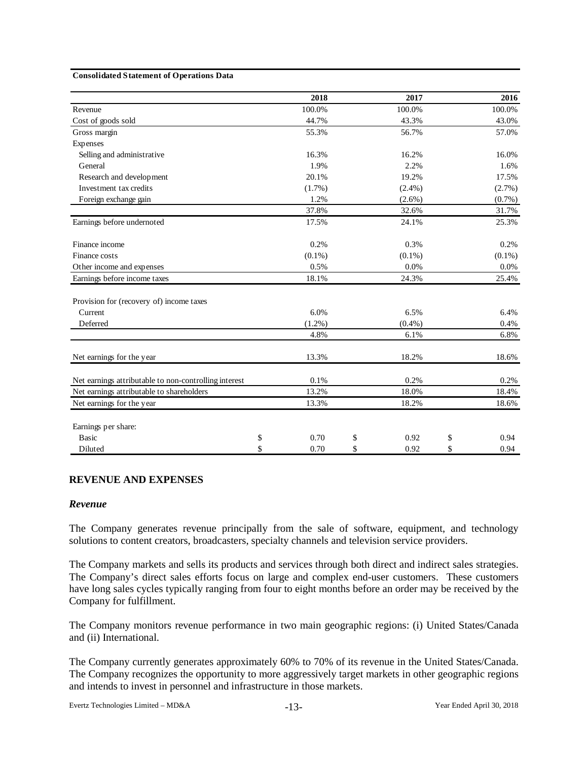**Consolidated Statement of Operations Data**

| | 2018 | 2017 | 2016 |
|---|---|---|---|
| Revenue | 100.0% | 100.0% | 100.0% |
| Cost of goods sold | 44.7% | 43.3% | 43.0% |
| Gross margin | 55.3% | 56.7% | 57.0% |
| Expenses | | | |
| Selling and administrative | 16.3% | 16.2% | 16.0% |
| General | 1.9% | 2.2% | 1.6% |
| Research and development | 20.1% | 19.2% | 17.5% |
| Investment tax credits | (1.7%) | (2.4%) | (2.7%) |
| Foreign exchange gain | 1.2% | (2.6%) | (0.7%) |
| | 37.8% | 32.6% | 31.7% |
| Earnings before undernoted | 17.5% | 24.1% | 25.3% |
| Finance income | 0.2% | 0.3% | 0.2% |
| Finance costs | (0.1%) | (0.1%) | (0.1%) |
| Other income and expenses | 0.5% | 0.0% | 0.0% |
| Earnings before income taxes | 18.1% | 24.3% | 25.4% |
| Provision for (recovery of) income taxes | | | |
| Current | 6.0% | 6.5% | 6.4% |
| Deferred | (1.2%) | (0.4%) | 0.4% |
| | 4.8% | 6.1% | 6.8% |
| Net earnings for the year | 13.3% | 18.2% | 18.6% |
| Net earnings attributable to non-controlling interest | 0.1% | 0.2% | 0.2% |
| Net earnings attributable to shareholders | 13.2% | 18.0% | 18.4% |
| Net earnings for the year | 13.3% | 18.2% | 18.6% |
| Earnings per share: | | | |
| Basic | $ 0.70 | $ 0.92 | $ 0.94 |
| Diluted | $ 0.70 | $ 0.92 | $ 0.94 |

## REVENUE AND EXPENSES

### *Revenue*

The Company generates revenue principally from the sale of software, equipment, and technology solutions to content creators, broadcasters, specialty channels and television service providers.

The Company markets and sells its products and services through both direct and indirect sales strategies. The Company's direct sales efforts focus on large and complex end-user customers. These customers have long sales cycles typically ranging from four to eight months before an order may be received by the Company for fulfillment.

The Company monitors revenue performance in two main geographic regions: (i) United States/Canada and (ii) International.

The Company currently generates approximately 60% to 70% of its revenue in the United States/Canada. The Company recognizes the opportunity to more aggressively target markets in other geographic regions and intends to invest in personnel and infrastructure in those markets.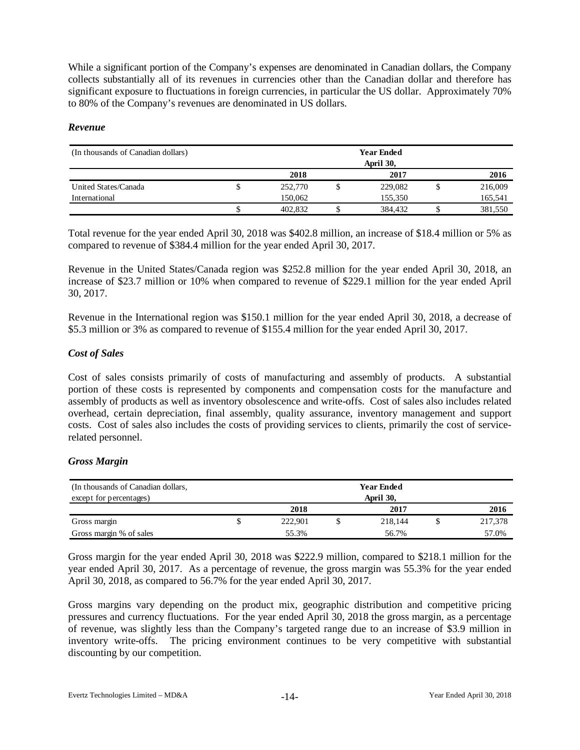While a significant portion of the Company's expenses are denominated in Canadian dollars, the Company collects substantially all of its revenues in currencies other than the Canadian dollar and therefore has significant exposure to fluctuations in foreign currencies, in particular the US dollar. Approximately 70% to 80% of the Company's revenues are denominated in US dollars.

### *Revenue*

| (In thousands of Canadian dollars) | Year Ended April 30, | | |
|---|---|---|---|
| | 2018 | 2017 | 2016 |
| United States/Canada | $ 252,770 | $ 229,082 | $ 216,009 |
| International | 150,062 | 155,350 | 165,541 |
| | $ 402,832 | $ 384,432 | $ 381,550 |

Total revenue for the year ended April 30, 2018 was $402.8 million, an increase of $18.4 million or 5% as compared to revenue of $384.4 million for the year ended April 30, 2017.

Revenue in the United States/Canada region was $252.8 million for the year ended April 30, 2018, an increase of $23.7 million or 10% when compared to revenue of $229.1 million for the year ended April 30, 2017.

Revenue in the International region was $150.1 million for the year ended April 30, 2018, a decrease of $5.3 million or 3% as compared to revenue of $155.4 million for the year ended April 30, 2017.

### *Cost of Sales*

Cost of sales consists primarily of costs of manufacturing and assembly of products. A substantial portion of these costs is represented by components and compensation costs for the manufacture and assembly of products as well as inventory obsolescence and write-offs. Cost of sales also includes related overhead, certain depreciation, final assembly, quality assurance, inventory management and support costs. Cost of sales also includes the costs of providing services to clients, primarily the cost of service-related personnel.

### *Gross Margin*

| (In thousands of Canadian dollars, except for percentages) | Year Ended April 30, | | |
|---|---|---|---|
| | 2018 | 2017 | 2016 |
| Gross margin | $ 222,901 | $ 218,144 | $ 217,378 |
| Gross margin % of sales | 55.3% | 56.7% | 57.0% |

Gross margin for the year ended April 30, 2018 was $222.9 million, compared to $218.1 million for the year ended April 30, 2017. As a percentage of revenue, the gross margin was 55.3% for the year ended April 30, 2018, as compared to 56.7% for the year ended April 30, 2017.

Gross margins vary depending on the product mix, geographic distribution and competitive pricing pressures and currency fluctuations. For the year ended April 30, 2018 the gross margin, as a percentage of revenue, was slightly less than the Company's targeted range due to an increase of $3.9 million in inventory write-offs. The pricing environment continues to be very competitive with substantial discounting by our competition.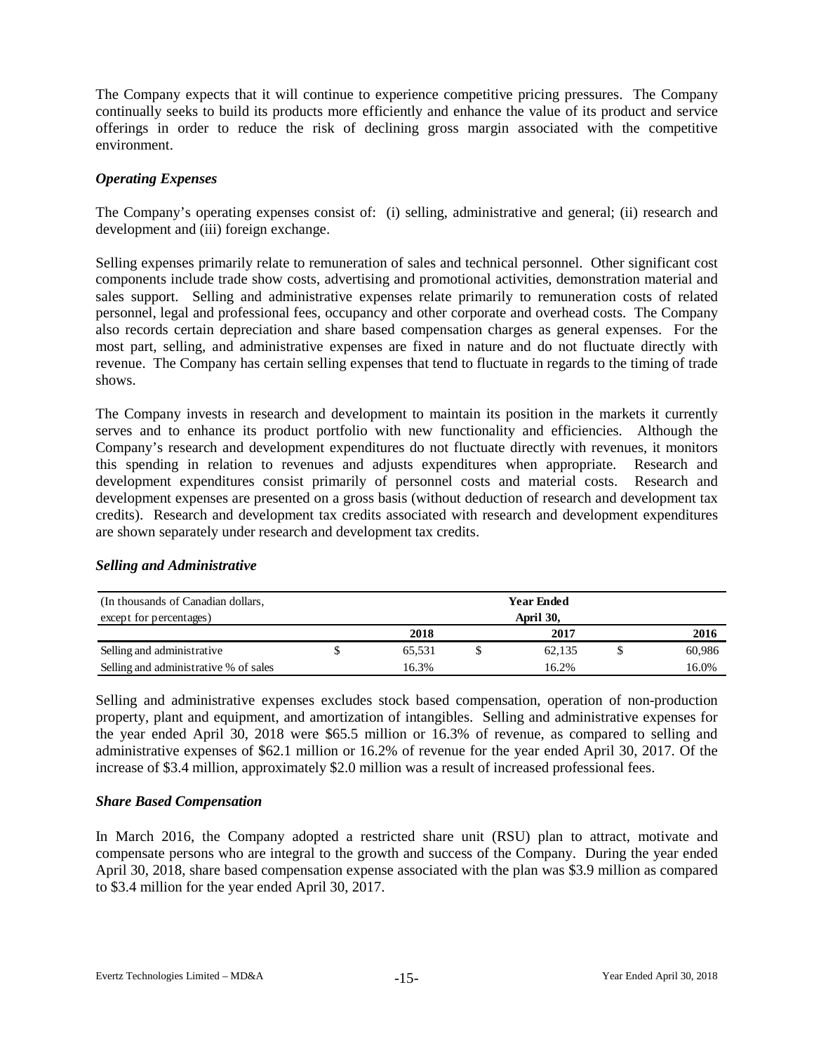The Company expects that it will continue to experience competitive pricing pressures. The Company continually seeks to build its products more efficiently and enhance the value of its product and service offerings in order to reduce the risk of declining gross margin associated with the competitive environment.

### *Operating Expenses*

The Company's operating expenses consist of: (i) selling, administrative and general; (ii) research and development and (iii) foreign exchange.

Selling expenses primarily relate to remuneration of sales and technical personnel. Other significant cost components include trade show costs, advertising and promotional activities, demonstration material and sales support. Selling and administrative expenses relate primarily to remuneration costs of related personnel, legal and professional fees, occupancy and other corporate and overhead costs. The Company also records certain depreciation and share based compensation charges as general expenses. For the most part, selling, and administrative expenses are fixed in nature and do not fluctuate directly with revenue. The Company has certain selling expenses that tend to fluctuate in regards to the timing of trade shows.

The Company invests in research and development to maintain its position in the markets it currently serves and to enhance its product portfolio with new functionality and efficiencies. Although the Company's research and development expenditures do not fluctuate directly with revenues, it monitors this spending in relation to revenues and adjusts expenditures when appropriate. Research and development expenditures consist primarily of personnel costs and material costs. Research and development expenses are presented on a gross basis (without deduction of research and development tax credits). Research and development tax credits associated with research and development expenditures are shown separately under research and development tax credits.

### *Selling and Administrative*

| (In thousands of Canadian dollars, except for percentages) | Year Ended April 30, | | |
|---|---|---|---|
| | **2018** | **2017** | **2016** |
| Selling and administrative | $ 65,531 | $ 62,135 | $ 60,986 |
| Selling and administrative % of sales | 16.3% | 16.2% | 16.0% |

Selling and administrative expenses excludes stock based compensation, operation of non-production property, plant and equipment, and amortization of intangibles. Selling and administrative expenses for the year ended April 30, 2018 were $65.5 million or 16.3% of revenue, as compared to selling and administrative expenses of $62.1 million or 16.2% of revenue for the year ended April 30, 2017. Of the increase of $3.4 million, approximately $2.0 million was a result of increased professional fees.

### *Share Based Compensation*

In March 2016, the Company adopted a restricted share unit (RSU) plan to attract, motivate and compensate persons who are integral to the growth and success of the Company. During the year ended April 30, 2018, share based compensation expense associated with the plan was $3.9 million as compared to $3.4 million for the year ended April 30, 2017.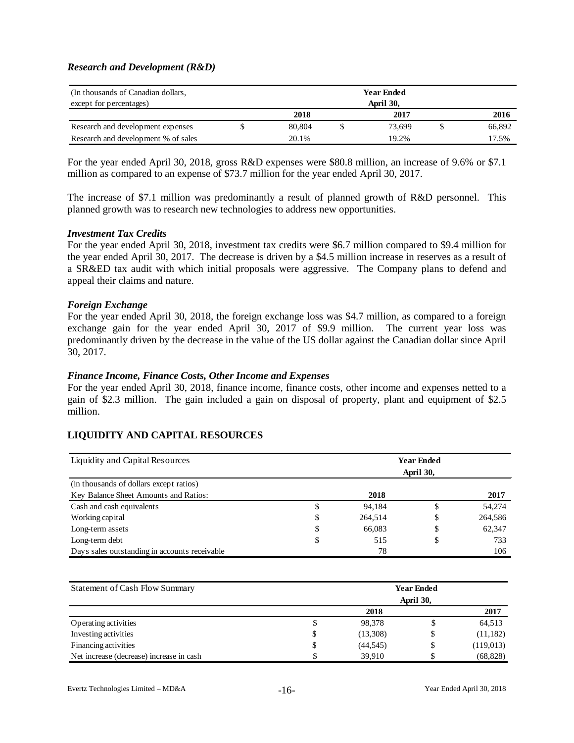### *Research and Development (R&D)*

| (In thousands of Canadian dollars, except for percentages) | Year Ended April 30, | | |
|---|---|---|---|
| | 2018 | 2017 | 2016 |
| Research and development expenses | $ 80,804 | $ 73,699 | $ 66,892 |
| Research and development % of sales | 20.1% | 19.2% | 17.5% |

For the year ended April 30, 2018, gross R&D expenses were $80.8 million, an increase of 9.6% or $7.1 million as compared to an expense of $73.7 million for the year ended April 30, 2017.

The increase of $7.1 million was predominantly a result of planned growth of R&D personnel. This planned growth was to research new technologies to address new opportunities.

### *Investment Tax Credits*

For the year ended April 30, 2018, investment tax credits were $6.7 million compared to $9.4 million for the year ended April 30, 2017. The decrease is driven by a $4.5 million increase in reserves as a result of a SR&ED tax audit with which initial proposals were aggressive. The Company plans to defend and appeal their claims and nature.

### *Foreign Exchange*

For the year ended April 30, 2018, the foreign exchange loss was $4.7 million, as compared to a foreign exchange gain for the year ended April 30, 2017 of $9.9 million. The current year loss was predominantly driven by the decrease in the value of the US dollar against the Canadian dollar since April 30, 2017.

### *Finance Income, Finance Costs, Other Income and Expenses*

For the year ended April 30, 2018, finance income, finance costs, other income and expenses netted to a gain of $2.3 million. The gain included a gain on disposal of property, plant and equipment of $2.5 million.

## LIQUIDITY AND CAPITAL RESOURCES

| Liquidity and Capital Resources | Year Ended April 30, | |
|---|---|---|
| (in thousands of dollars except ratios) | | |
| Key Balance Sheet Amounts and Ratios: | 2018 | 2017 |
| Cash and cash equivalents | $ 94,184 | $ 54,274 |
| Working capital | $ 264,514 | $ 264,586 |
| Long-term assets | $ 66,083 | $ 62,347 |
| Long-term debt | $ 515 | $ 733 |
| Days sales outstanding in accounts receivable | 78 | 106 |

| Statement of Cash Flow Summary | Year Ended April 30, | |
|---|---|---|
| | 2018 | 2017 |
| Operating activities | $ 98,378 | $ 64,513 |
| Investing activities | $ (13,308) | $ (11,182) |
| Financing activities | $ (44,545) | $ (119,013) |
| Net increase (decrease) increase in cash | $ 39,910 | $ (68,828) |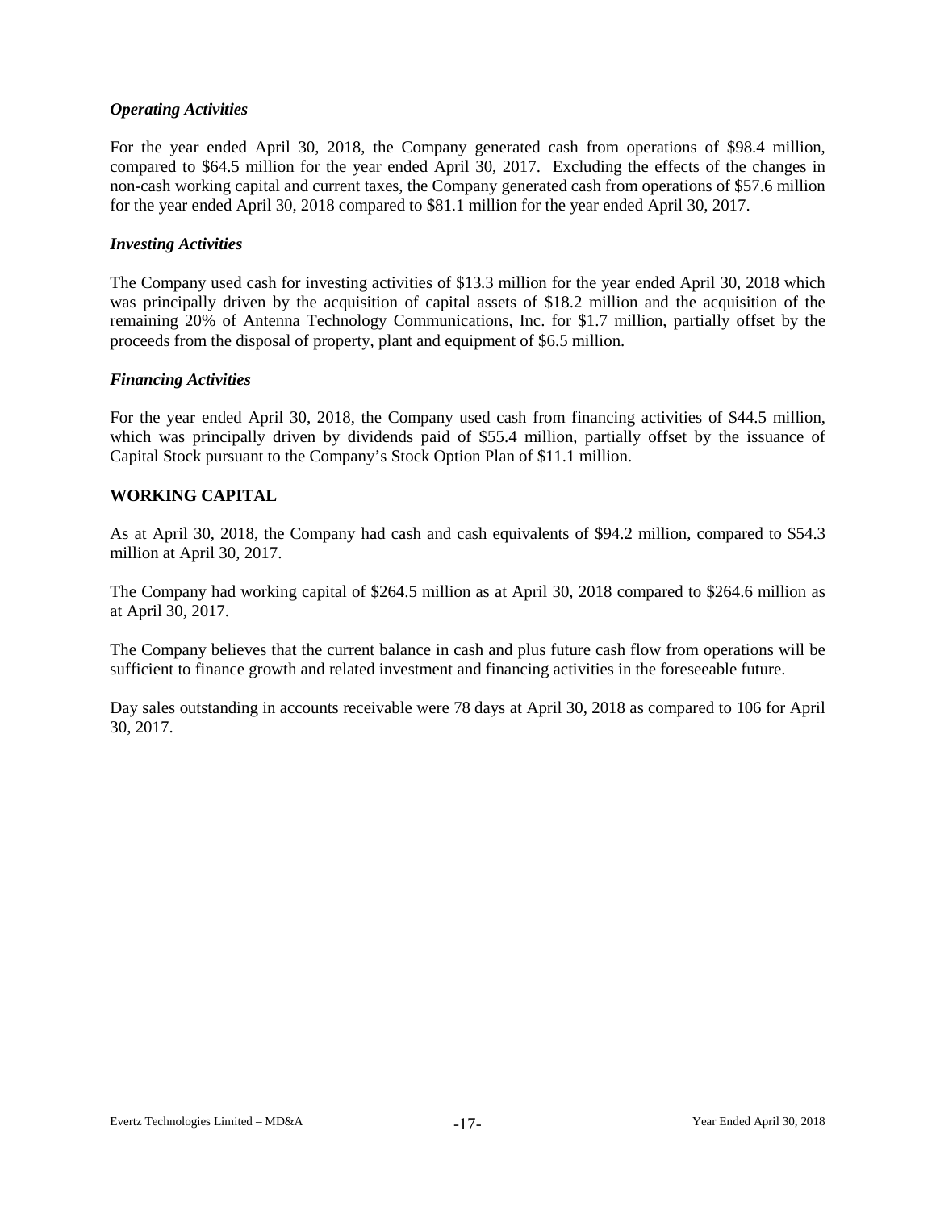### *Operating Activities*

For the year ended April 30, 2018, the Company generated cash from operations of $98.4 million, compared to $64.5 million for the year ended April 30, 2017. Excluding the effects of the changes in non-cash working capital and current taxes, the Company generated cash from operations of $57.6 million for the year ended April 30, 2018 compared to $81.1 million for the year ended April 30, 2017.

### *Investing Activities*

The Company used cash for investing activities of $13.3 million for the year ended April 30, 2018 which was principally driven by the acquisition of capital assets of $18.2 million and the acquisition of the remaining 20% of Antenna Technology Communications, Inc. for $1.7 million, partially offset by the proceeds from the disposal of property, plant and equipment of $6.5 million.

### *Financing Activities*

For the year ended April 30, 2018, the Company used cash from financing activities of $44.5 million, which was principally driven by dividends paid of $55.4 million, partially offset by the issuance of Capital Stock pursuant to the Company's Stock Option Plan of $11.1 million.

## **WORKING CAPITAL**

As at April 30, 2018, the Company had cash and cash equivalents of $94.2 million, compared to $54.3 million at April 30, 2017.

The Company had working capital of $264.5 million as at April 30, 2018 compared to $264.6 million as at April 30, 2017.

The Company believes that the current balance in cash and plus future cash flow from operations will be sufficient to finance growth and related investment and financing activities in the foreseeable future.

Day sales outstanding in accounts receivable were 78 days at April 30, 2018 as compared to 106 for April 30, 2017.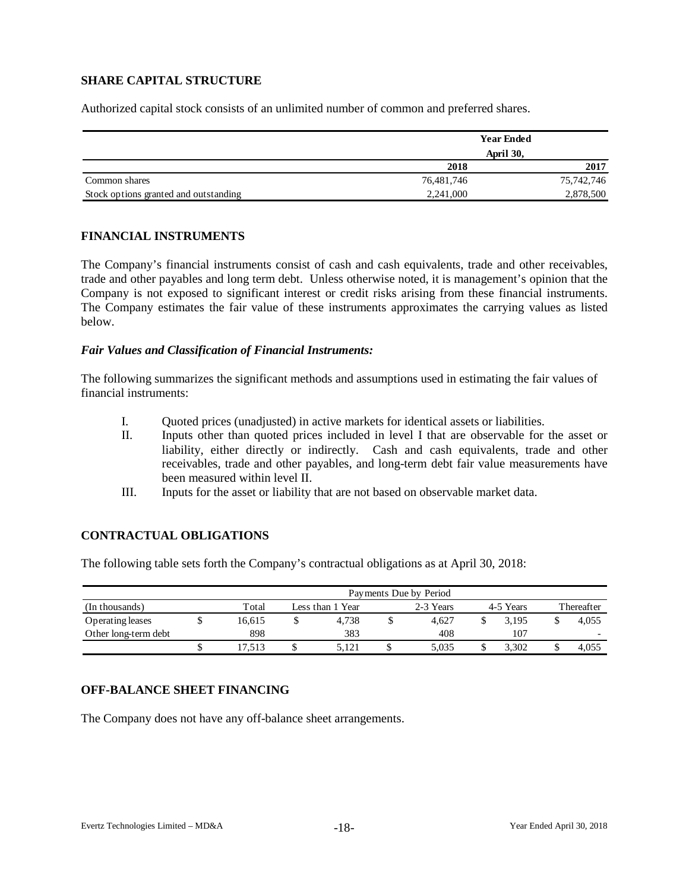## SHARE CAPITAL STRUCTURE

Authorized capital stock consists of an unlimited number of common and preferred shares.

| | Year Ended April 30, | |
|---|---|---|
| | 2018 | 2017 |
| Common shares | 76,481,746 | 75,742,746 |
| Stock options granted and outstanding | 2,241,000 | 2,878,500 |

## FINANCIAL INSTRUMENTS

The Company's financial instruments consist of cash and cash equivalents, trade and other receivables, trade and other payables and long term debt. Unless otherwise noted, it is management's opinion that the Company is not exposed to significant interest or credit risks arising from these financial instruments. The Company estimates the fair value of these instruments approximates the carrying values as listed below.

### *Fair Values and Classification of Financial Instruments:*

The following summarizes the significant methods and assumptions used in estimating the fair values of financial instruments:

I. Quoted prices (unadjusted) in active markets for identical assets or liabilities.

II. Inputs other than quoted prices included in level I that are observable for the asset or liability, either directly or indirectly. Cash and cash equivalents, trade and other receivables, trade and other payables, and long-term debt fair value measurements have been measured within level II.

III. Inputs for the asset or liability that are not based on observable market data.

## CONTRACTUAL OBLIGATIONS

The following table sets forth the Company's contractual obligations as at April 30, 2018:

| | Payments Due by Period | | | | |
|---|---|---|---|---|---|
| (In thousands) | Total | Less than 1 Year | 2-3 Years | 4-5 Years | Thereafter |
| Operating leases | $ 16,615 | $ 4,738 | $ 4,627 | $ 3,195 | $ 4,055 |
| Other long-term debt | 898 | 383 | 408 | 107 | - |
| | $ 17,513 | $ 5,121 | $ 5,035 | $ 3,302 | $ 4,055 |

## OFF-BALANCE SHEET FINANCING

The Company does not have any off-balance sheet arrangements.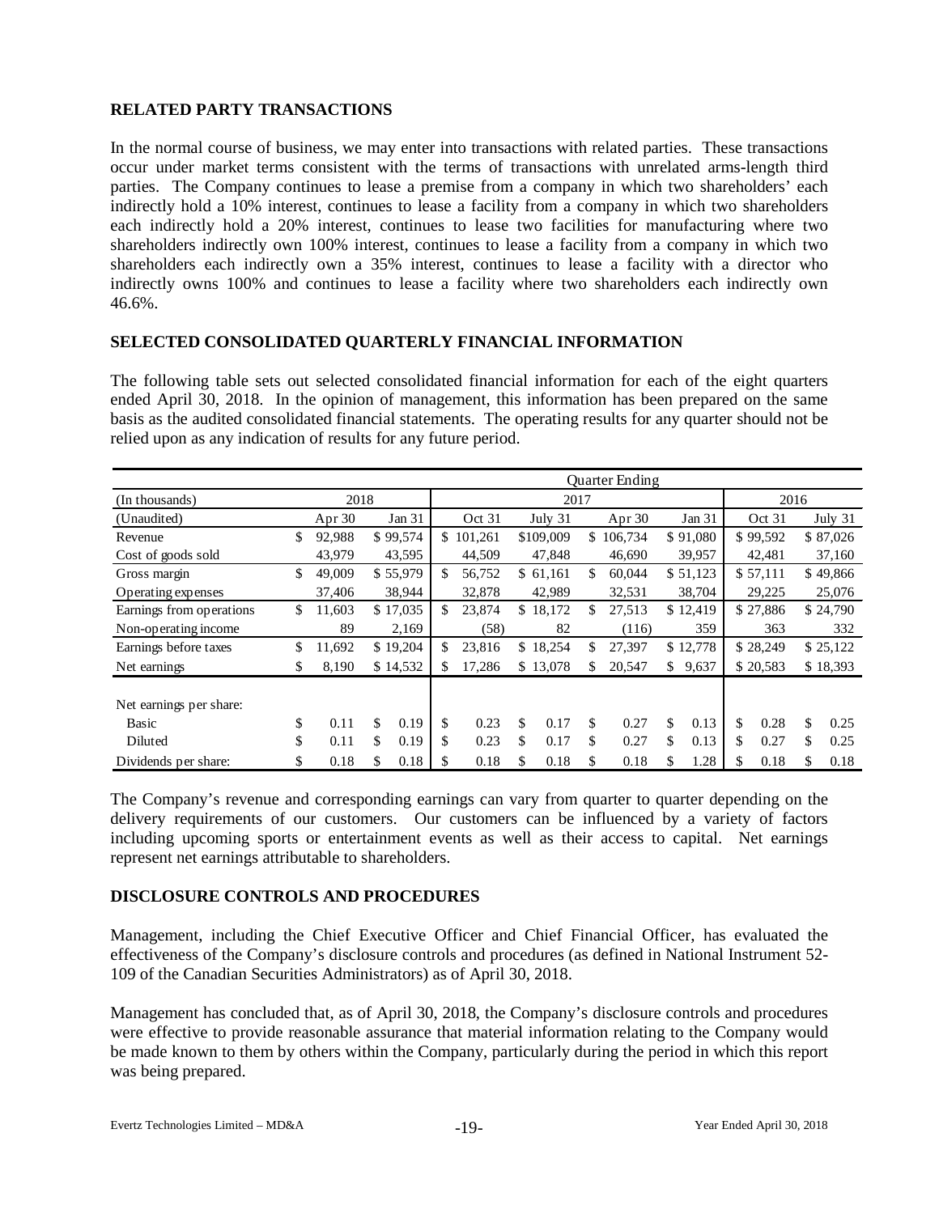## RELATED PARTY TRANSACTIONS

In the normal course of business, we may enter into transactions with related parties. These transactions occur under market terms consistent with the terms of transactions with unrelated arms-length third parties. The Company continues to lease a premise from a company in which two shareholders' each indirectly hold a 10% interest, continues to lease a facility from a company in which two shareholders each indirectly hold a 20% interest, continues to lease two facilities for manufacturing where two shareholders indirectly own 100% interest, continues to lease a facility from a company in which two shareholders each indirectly own a 35% interest, continues to lease a facility with a director who indirectly owns 100% and continues to lease a facility where two shareholders each indirectly own 46.6%.

## SELECTED CONSOLIDATED QUARTERLY FINANCIAL INFORMATION

The following table sets out selected consolidated financial information for each of the eight quarters ended April 30, 2018. In the opinion of management, this information has been prepared on the same basis as the audited consolidated financial statements. The operating results for any quarter should not be relied upon as any indication of results for any future period.

| | Quarter Ending | | | | | | | |
|---|---|---|---|---|---|---|---|---|
| (In thousands) | 2018 | | 2017 | | | | 2016 | |
| (Unaudited) | Apr 30 | Jan 31 | Oct 31 | July 31 | Apr 30 | Jan 31 | Oct 31 | July 31 |
| Revenue | $ 92,988 | $ 99,574 | $ 101,261 | $109,009 | $ 106,734 | $ 91,080 | $ 99,592 | $ 87,026 |
| Cost of goods sold | 43,979 | 43,595 | 44,509 | 47,848 | 46,690 | 39,957 | 42,481 | 37,160 |
| Gross margin | $ 49,009 | $ 55,979 | $ 56,752 | $ 61,161 | $ 60,044 | $ 51,123 | $ 57,111 | $ 49,866 |
| Operating expenses | 37,406 | 38,944 | 32,878 | 42,989 | 32,531 | 38,704 | 29,225 | 25,076 |
| Earnings from operations | $ 11,603 | $ 17,035 | $ 23,874 | $ 18,172 | $ 27,513 | $ 12,419 | $ 27,886 | $ 24,790 |
| Non-operating income | 89 | 2,169 | (58) | 82 | (116) | 359 | 363 | 332 |
| Earnings before taxes | $ 11,692 | $ 19,204 | $ 23,816 | $ 18,254 | $ 27,397 | $ 12,778 | $ 28,249 | $ 25,122 |
| Net earnings | $ 8,190 | $ 14,532 | $ 17,286 | $ 13,078 | $ 20,547 | $ 9,637 | $ 20,583 | $ 18,393 |
| Net earnings per share: | | | | | | | | |
| Basic | $ 0.11 | $ 0.19 | $ 0.23 | $ 0.17 | $ 0.27 | $ 0.13 | $ 0.28 | $ 0.25 |
| Diluted | $ 0.11 | $ 0.19 | $ 0.23 | $ 0.17 | $ 0.27 | $ 0.13 | $ 0.27 | $ 0.25 |
| Dividends per share: | $ 0.18 | $ 0.18 | $ 0.18 | $ 0.18 | $ 0.18 | $ 1.28 | $ 0.18 | $ 0.18 |

The Company's revenue and corresponding earnings can vary from quarter to quarter depending on the delivery requirements of our customers. Our customers can be influenced by a variety of factors including upcoming sports or entertainment events as well as their access to capital. Net earnings represent net earnings attributable to shareholders.

## DISCLOSURE CONTROLS AND PROCEDURES

Management, including the Chief Executive Officer and Chief Financial Officer, has evaluated the effectiveness of the Company's disclosure controls and procedures (as defined in National Instrument 52-109 of the Canadian Securities Administrators) as of April 30, 2018.

Management has concluded that, as of April 30, 2018, the Company's disclosure controls and procedures were effective to provide reasonable assurance that material information relating to the Company would be made known to them by others within the Company, particularly during the period in which this report was being prepared.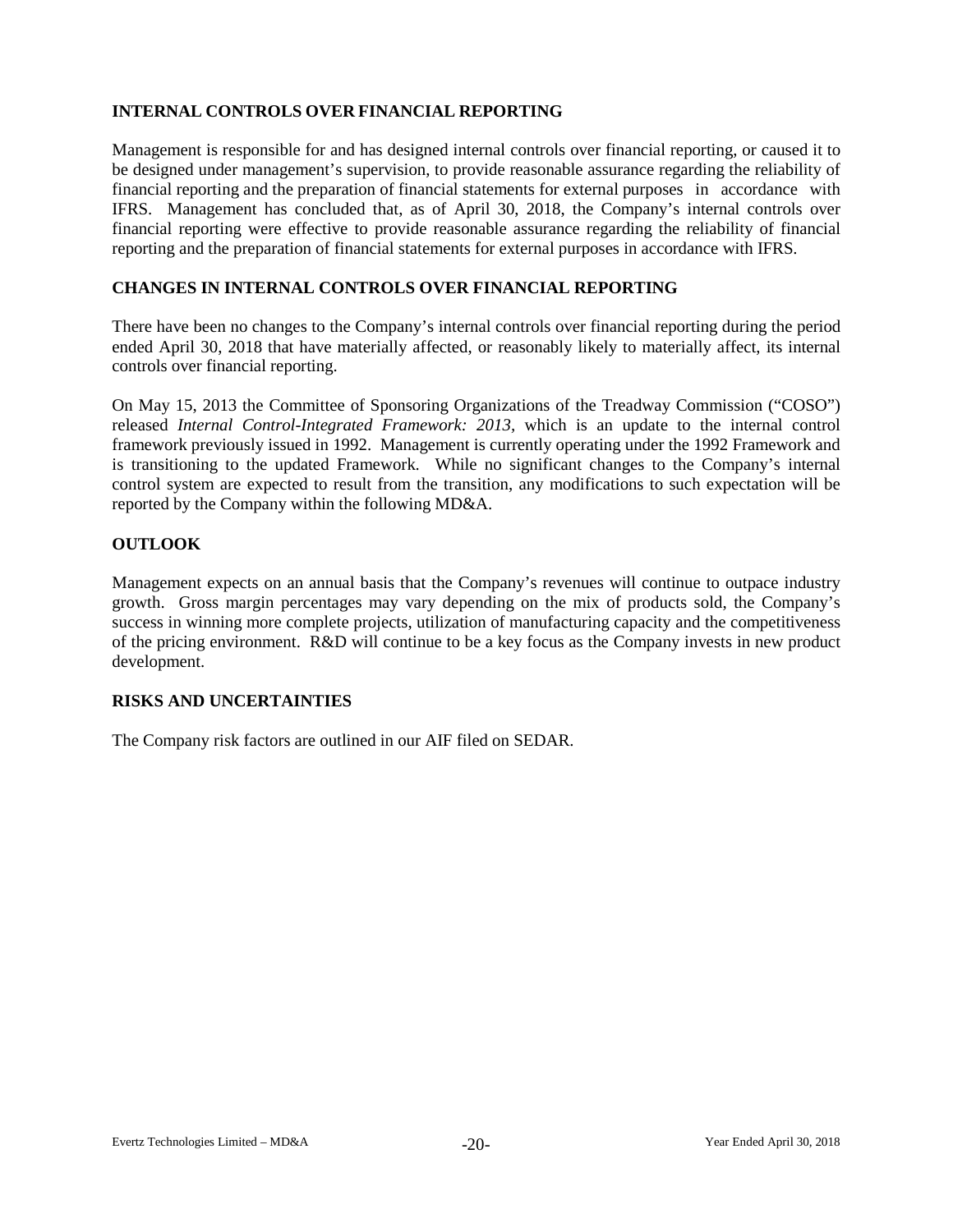## INTERNAL CONTROLS OVER FINANCIAL REPORTING

Management is responsible for and has designed internal controls over financial reporting, or caused it to be designed under management's supervision, to provide reasonable assurance regarding the reliability of financial reporting and the preparation of financial statements for external purposes in accordance with IFRS. Management has concluded that, as of April 30, 2018, the Company's internal controls over financial reporting were effective to provide reasonable assurance regarding the reliability of financial reporting and the preparation of financial statements for external purposes in accordance with IFRS.

## CHANGES IN INTERNAL CONTROLS OVER FINANCIAL REPORTING

There have been no changes to the Company's internal controls over financial reporting during the period ended April 30, 2018 that have materially affected, or reasonably likely to materially affect, its internal controls over financial reporting.

On May 15, 2013 the Committee of Sponsoring Organizations of the Treadway Commission ("COSO") released *Internal Control-Integrated Framework: 2013,* which is an update to the internal control framework previously issued in 1992. Management is currently operating under the 1992 Framework and is transitioning to the updated Framework. While no significant changes to the Company's internal control system are expected to result from the transition, any modifications to such expectation will be reported by the Company within the following MD&A.

## OUTLOOK

Management expects on an annual basis that the Company's revenues will continue to outpace industry growth. Gross margin percentages may vary depending on the mix of products sold, the Company's success in winning more complete projects, utilization of manufacturing capacity and the competitiveness of the pricing environment. R&D will continue to be a key focus as the Company invests in new product development.

## RISKS AND UNCERTAINTIES

The Company risk factors are outlined in our AIF filed on SEDAR.